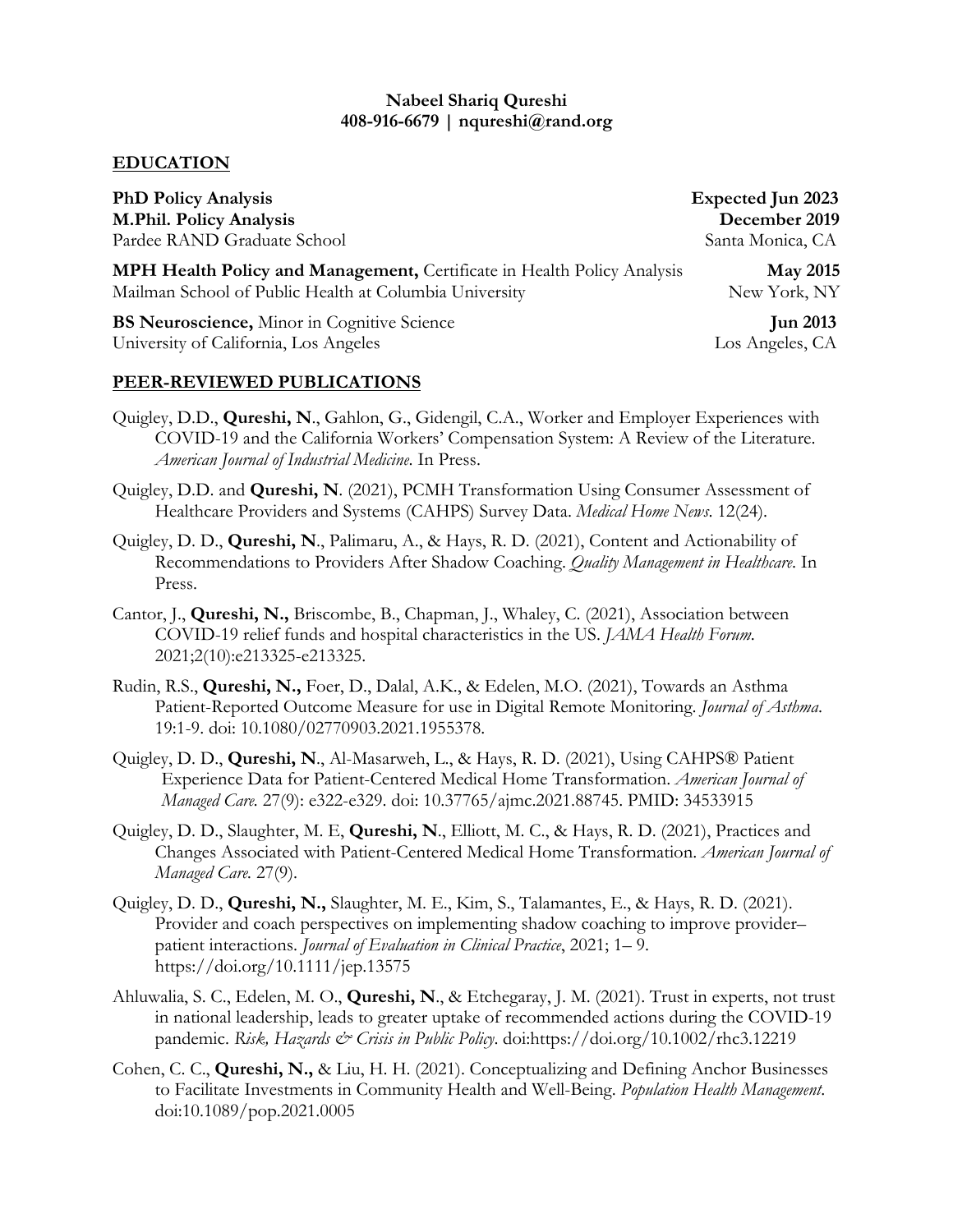**Nabeel Shariq Qureshi**
**408-916-6679 | nqureshi@rand.org**

## EDUCATION

**PhD Policy Analysis** — **Expected Jun 2023**
**M.Phil. Policy Analysis** — **December 2019**
Pardee RAND Graduate School — Santa Monica, CA

**MPH Health Policy and Management,** Certificate in Health Policy Analysis — **May 2015**
Mailman School of Public Health at Columbia University — New York, NY

**BS Neuroscience,** Minor in Cognitive Science — **Jun 2013**
University of California, Los Angeles — Los Angeles, CA

## PEER-REVIEWED PUBLICATIONS

Quigley, D.D., **Qureshi, N**., Gahlon, G., Gidengil, C.A., Worker and Employer Experiences with COVID-19 and the California Workers' Compensation System: A Review of the Literature. *American Journal of Industrial Medicine*. In Press.

Quigley, D.D. and **Qureshi, N**. (2021), PCMH Transformation Using Consumer Assessment of Healthcare Providers and Systems (CAHPS) Survey Data. *Medical Home News*. 12(24).

Quigley, D. D., **Qureshi, N**., Palimaru, A., & Hays, R. D. (2021), Content and Actionability of Recommendations to Providers After Shadow Coaching. *Quality Management in Healthcare*. In Press.

Cantor, J., **Qureshi, N.,** Briscombe, B., Chapman, J., Whaley, C. (2021), Association between COVID-19 relief funds and hospital characteristics in the US. *JAMA Health Forum*. 2021;2(10):e213325-e213325.

Rudin, R.S., **Qureshi, N.,** Foer, D., Dalal, A.K., & Edelen, M.O. (2021), Towards an Asthma Patient-Reported Outcome Measure for use in Digital Remote Monitoring. *Journal of Asthma*. 19:1-9. doi: 10.1080/02770903.2021.1955378.

Quigley, D. D., **Qureshi, N**., Al-Masarweh, L., & Hays, R. D. (2021), Using CAHPS® Patient Experience Data for Patient-Centered Medical Home Transformation. *American Journal of Managed Care*. 27(9): e322-e329. doi: 10.37765/ajmc.2021.88745. PMID: 34533915

Quigley, D. D., Slaughter, M. E, **Qureshi, N**., Elliott, M. C., & Hays, R. D. (2021), Practices and Changes Associated with Patient-Centered Medical Home Transformation. *American Journal of Managed Care*. 27(9).

Quigley, D. D., **Qureshi, N.,** Slaughter, M. E., Kim, S., Talamantes, E., & Hays, R. D. (2021). Provider and coach perspectives on implementing shadow coaching to improve provider–patient interactions. *Journal of Evaluation in Clinical Practice*, 2021; 1– 9. https://doi.org/10.1111/jep.13575

Ahluwalia, S. C., Edelen, M. O., **Qureshi, N**., & Etchegaray, J. M. (2021). Trust in experts, not trust in national leadership, leads to greater uptake of recommended actions during the COVID-19 pandemic. *Risk, Hazards & Crisis in Public Policy*. doi:https://doi.org/10.1002/rhc3.12219

Cohen, C. C., **Qureshi, N.,** & Liu, H. H. (2021). Conceptualizing and Defining Anchor Businesses to Facilitate Investments in Community Health and Well-Being. *Population Health Management*. doi:10.1089/pop.2021.0005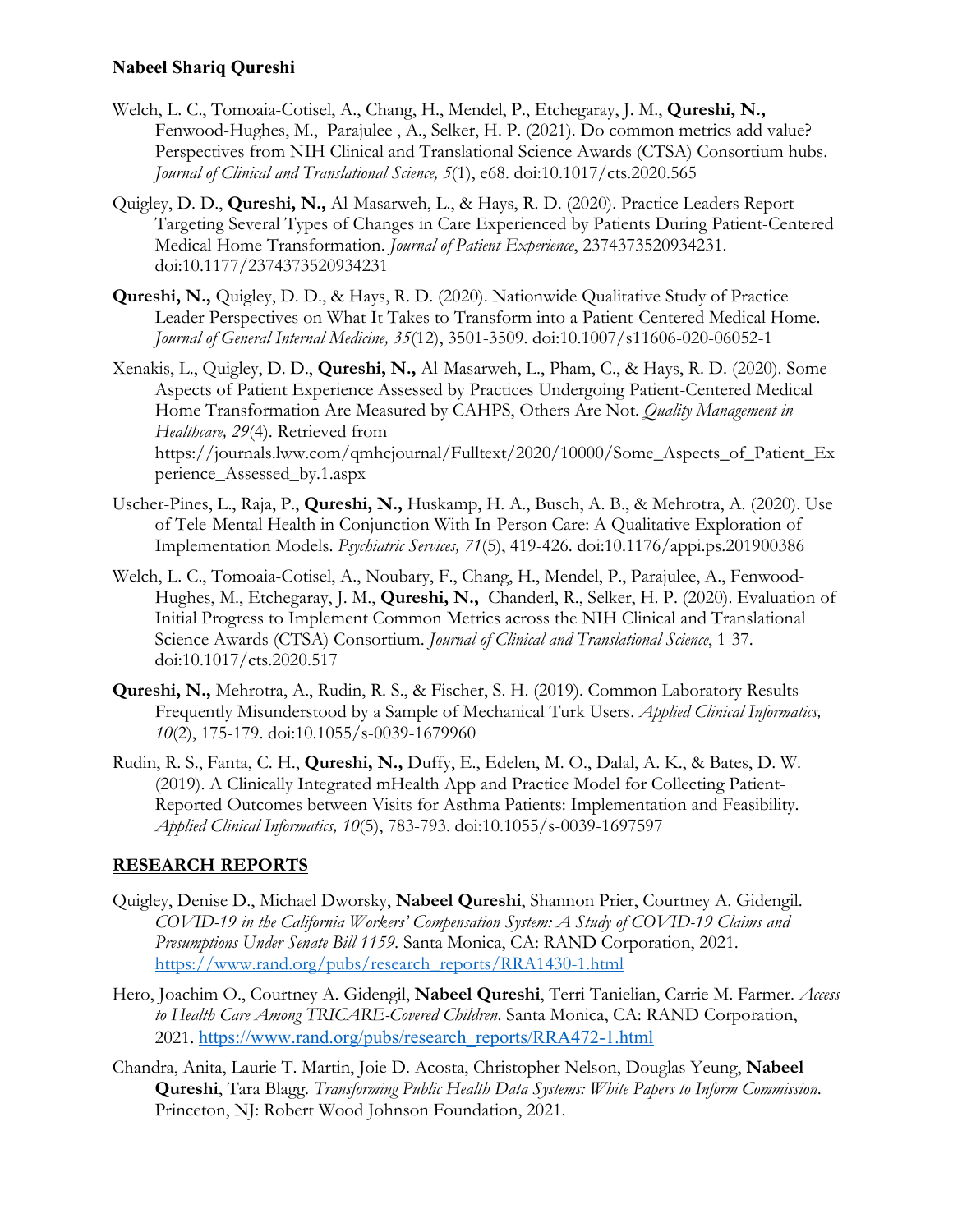Welch, L. C., Tomoaia-Cotisel, A., Chang, H., Mendel, P., Etchegaray, J. M., **Qureshi, N.,** Fenwood-Hughes, M., Parajulee , A., Selker, H. P. (2021). Do common metrics add value? Perspectives from NIH Clinical and Translational Science Awards (CTSA) Consortium hubs. *Journal of Clinical and Translational Science, 5*(1), e68. doi:10.1017/cts.2020.565

Quigley, D. D., **Qureshi, N.,** Al-Masarweh, L., & Hays, R. D. (2020). Practice Leaders Report Targeting Several Types of Changes in Care Experienced by Patients During Patient-Centered Medical Home Transformation. *Journal of Patient Experience*, 2374373520934231. doi:10.1177/2374373520934231

**Qureshi, N.,** Quigley, D. D., & Hays, R. D. (2020). Nationwide Qualitative Study of Practice Leader Perspectives on What It Takes to Transform into a Patient-Centered Medical Home. *Journal of General Internal Medicine, 35*(12), 3501-3509. doi:10.1007/s11606-020-06052-1

Xenakis, L., Quigley, D. D., **Qureshi, N.,** Al-Masarweh, L., Pham, C., & Hays, R. D. (2020). Some Aspects of Patient Experience Assessed by Practices Undergoing Patient-Centered Medical Home Transformation Are Measured by CAHPS, Others Are Not. *Quality Management in Healthcare, 29*(4). Retrieved from https://journals.lww.com/qmhcjournal/Fulltext/2020/10000/Some_Aspects_of_Patient_Experience_Assessed_by.1.aspx

Uscher-Pines, L., Raja, P., **Qureshi, N.,** Huskamp, H. A., Busch, A. B., & Mehrotra, A. (2020). Use of Tele-Mental Health in Conjunction With In-Person Care: A Qualitative Exploration of Implementation Models. *Psychiatric Services, 71*(5), 419-426. doi:10.1176/appi.ps.201900386

Welch, L. C., Tomoaia-Cotisel, A., Noubary, F., Chang, H., Mendel, P., Parajulee, A., Fenwood-Hughes, M., Etchegaray, J. M., **Qureshi, N.,** Chanderl, R., Selker, H. P. (2020). Evaluation of Initial Progress to Implement Common Metrics across the NIH Clinical and Translational Science Awards (CTSA) Consortium. *Journal of Clinical and Translational Science*, 1-37. doi:10.1017/cts.2020.517

**Qureshi, N.,** Mehrotra, A., Rudin, R. S., & Fischer, S. H. (2019). Common Laboratory Results Frequently Misunderstood by a Sample of Mechanical Turk Users. *Applied Clinical Informatics, 10*(2), 175-179. doi:10.1055/s-0039-1679960

Rudin, R. S., Fanta, C. H., **Qureshi, N.,** Duffy, E., Edelen, M. O., Dalal, A. K., & Bates, D. W. (2019). A Clinically Integrated mHealth App and Practice Model for Collecting Patient-Reported Outcomes between Visits for Asthma Patients: Implementation and Feasibility. *Applied Clinical Informatics, 10*(5), 783-793. doi:10.1055/s-0039-1697597

## RESEARCH REPORTS

Quigley, Denise D., Michael Dworsky, **Nabeel Qureshi**, Shannon Prier, Courtney A. Gidengil. *COVID-19 in the California Workers' Compensation System: A Study of COVID-19 Claims and Presumptions Under Senate Bill 1159*. Santa Monica, CA: RAND Corporation, 2021. https://www.rand.org/pubs/research_reports/RRA1430-1.html

Hero, Joachim O., Courtney A. Gidengil, **Nabeel Qureshi**, Terri Tanielian, Carrie M. Farmer. *Access to Health Care Among TRICARE-Covered Children*. Santa Monica, CA: RAND Corporation, 2021. https://www.rand.org/pubs/research_reports/RRA472-1.html

Chandra, Anita, Laurie T. Martin, Joie D. Acosta, Christopher Nelson, Douglas Yeung, **Nabeel Qureshi**, Tara Blagg. *Transforming Public Health Data Systems: White Papers to Inform Commission*. Princeton, NJ: Robert Wood Johnson Foundation, 2021.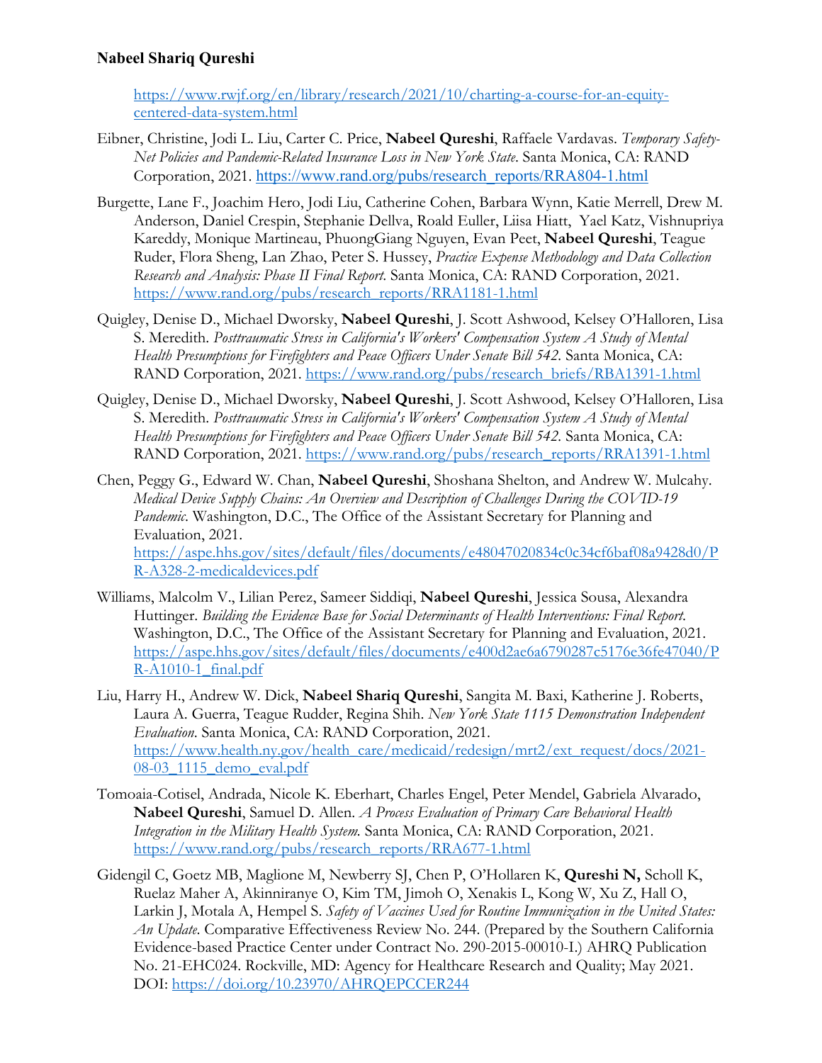https://www.rwjf.org/en/library/research/2021/10/charting-a-course-for-an-equity-centered-data-system.html

Eibner, Christine, Jodi L. Liu, Carter C. Price, **Nabeel Qureshi**, Raffaele Vardavas. *Temporary Safety-Net Policies and Pandemic-Related Insurance Loss in New York State*. Santa Monica, CA: RAND Corporation, 2021. https://www.rand.org/pubs/research_reports/RRA804-1.html

Burgette, Lane F., Joachim Hero, Jodi Liu, Catherine Cohen, Barbara Wynn, Katie Merrell, Drew M. Anderson, Daniel Crespin, Stephanie Dellva, Roald Euller, Liisa Hiatt, Yael Katz, Vishnupriya Kareddy, Monique Martineau, PhuongGiang Nguyen, Evan Peet, **Nabeel Qureshi**, Teague Ruder, Flora Sheng, Lan Zhao, Peter S. Hussey, *Practice Expense Methodology and Data Collection Research and Analysis: Phase II Final Report*. Santa Monica, CA: RAND Corporation, 2021. https://www.rand.org/pubs/research_reports/RRA1181-1.html

Quigley, Denise D., Michael Dworsky, **Nabeel Qureshi**, J. Scott Ashwood, Kelsey O'Halloren, Lisa S. Meredith. *Posttraumatic Stress in California's Workers' Compensation System A Study of Mental Health Presumptions for Firefighters and Peace Officers Under Senate Bill 542*. Santa Monica, CA: RAND Corporation, 2021. https://www.rand.org/pubs/research_briefs/RBA1391-1.html

Quigley, Denise D., Michael Dworsky, **Nabeel Qureshi**, J. Scott Ashwood, Kelsey O'Halloren, Lisa S. Meredith. *Posttraumatic Stress in California's Workers' Compensation System A Study of Mental Health Presumptions for Firefighters and Peace Officers Under Senate Bill 542*. Santa Monica, CA: RAND Corporation, 2021. https://www.rand.org/pubs/research_reports/RRA1391-1.html

Chen, Peggy G., Edward W. Chan, **Nabeel Qureshi**, Shoshana Shelton, and Andrew W. Mulcahy. *Medical Device Supply Chains: An Overview and Description of Challenges During the COVID-19 Pandemic*. Washington, D.C., The Office of the Assistant Secretary for Planning and Evaluation, 2021. https://aspe.hhs.gov/sites/default/files/documents/e48047020834c0c34cf6baf08a9428d0/PR-A328-2-medicaldevices.pdf

Williams, Malcolm V., Lilian Perez, Sameer Siddiqi, **Nabeel Qureshi**, Jessica Sousa, Alexandra Huttinger. *Building the Evidence Base for Social Determinants of Health Interventions: Final Report.* Washington, D.C., The Office of the Assistant Secretary for Planning and Evaluation, 2021. https://aspe.hhs.gov/sites/default/files/documents/e400d2ae6a6790287c5176e36fe47040/PR-A1010-1_final.pdf

Liu, Harry H., Andrew W. Dick, **Nabeel Shariq Qureshi**, Sangita M. Baxi, Katherine J. Roberts, Laura A. Guerra, Teague Rudder, Regina Shih. *New York State 1115 Demonstration Independent Evaluation*. Santa Monica, CA: RAND Corporation, 2021. https://www.health.ny.gov/health_care/medicaid/redesign/mrt2/ext_request/docs/2021-08-03_1115_demo_eval.pdf

Tomoaia-Cotisel, Andrada, Nicole K. Eberhart, Charles Engel, Peter Mendel, Gabriela Alvarado, **Nabeel Qureshi**, Samuel D. Allen. *A Process Evaluation of Primary Care Behavioral Health Integration in the Military Health System.* Santa Monica, CA: RAND Corporation, 2021. https://www.rand.org/pubs/research_reports/RRA677-1.html

Gidengil C, Goetz MB, Maglione M, Newberry SJ, Chen P, O'Hollaren K, **Qureshi N,** Scholl K, Ruelaz Maher A, Akinniranye O, Kim TM, Jimoh O, Xenakis L, Kong W, Xu Z, Hall O, Larkin J, Motala A, Hempel S. *Safety of Vaccines Used for Routine Immunization in the United States: An Update.* Comparative Effectiveness Review No. 244. (Prepared by the Southern California Evidence-based Practice Center under Contract No. 290-2015-00010-I.) AHRQ Publication No. 21-EHC024. Rockville, MD: Agency for Healthcare Research and Quality; May 2021. DOI: https://doi.org/10.23970/AHRQEPCCER244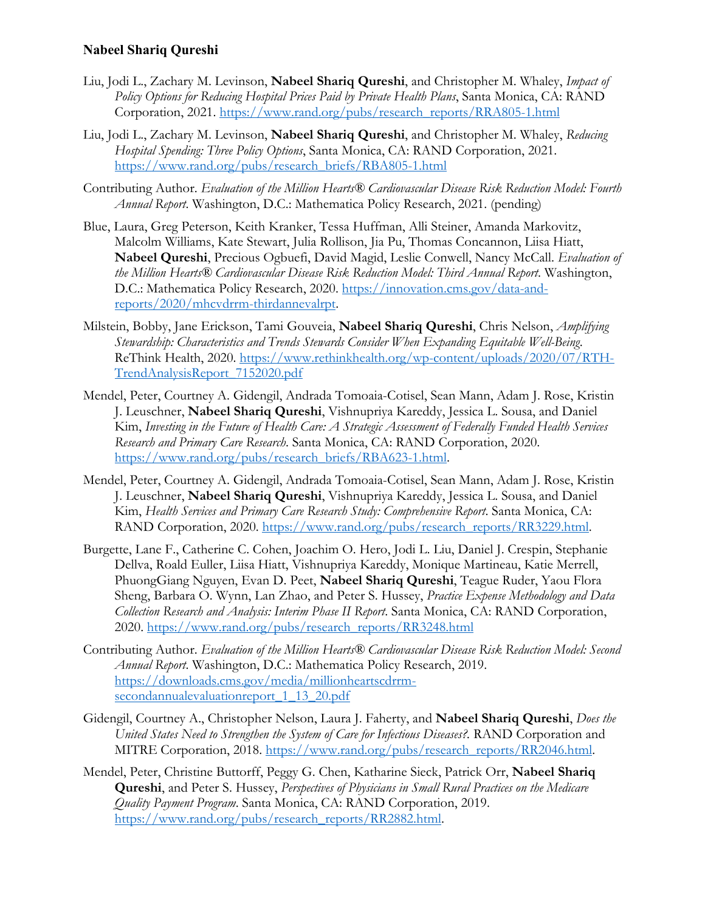Liu, Jodi L., Zachary M. Levinson, **Nabeel Shariq Qureshi**, and Christopher M. Whaley, *Impact of Policy Options for Reducing Hospital Prices Paid by Private Health Plans*, Santa Monica, CA: RAND Corporation, 2021. https://www.rand.org/pubs/research_reports/RRA805-1.html

Liu, Jodi L., Zachary M. Levinson, **Nabeel Shariq Qureshi**, and Christopher M. Whaley, *Reducing Hospital Spending: Three Policy Options*, Santa Monica, CA: RAND Corporation, 2021. https://www.rand.org/pubs/research_briefs/RBA805-1.html

Contributing Author. *Evaluation of the Million Hearts® Cardiovascular Disease Risk Reduction Model: Fourth Annual Report.* Washington, D.C.: Mathematica Policy Research, 2021. (pending)

Blue, Laura, Greg Peterson, Keith Kranker, Tessa Huffman, Alli Steiner, Amanda Markovitz, Malcolm Williams, Kate Stewart, Julia Rollison, Jia Pu, Thomas Concannon, Liisa Hiatt, **Nabeel Qureshi**, Precious Ogbuefi, David Magid, Leslie Conwell, Nancy McCall. *Evaluation of the Million Hearts® Cardiovascular Disease Risk Reduction Model: Third Annual Report.* Washington, D.C.: Mathematica Policy Research, 2020. https://innovation.cms.gov/data-and-reports/2020/mhcvdrrm-thirdannevalrpt.

Milstein, Bobby, Jane Erickson, Tami Gouveia, **Nabeel Shariq Qureshi**, Chris Nelson, *Amplifying Stewardship: Characteristics and Trends Stewards Consider When Expanding Equitable Well-Being.* ReThink Health, 2020. https://www.rethinkhealth.org/wp-content/uploads/2020/07/RTH-TrendAnalysisReport_7152020.pdf

Mendel, Peter, Courtney A. Gidengil, Andrada Tomoaia-Cotisel, Sean Mann, Adam J. Rose, Kristin J. Leuschner, **Nabeel Shariq Qureshi**, Vishnupriya Kareddy, Jessica L. Sousa, and Daniel Kim, *Investing in the Future of Health Care: A Strategic Assessment of Federally Funded Health Services Research and Primary Care Research*. Santa Monica, CA: RAND Corporation, 2020. https://www.rand.org/pubs/research_briefs/RBA623-1.html.

Mendel, Peter, Courtney A. Gidengil, Andrada Tomoaia-Cotisel, Sean Mann, Adam J. Rose, Kristin J. Leuschner, **Nabeel Shariq Qureshi**, Vishnupriya Kareddy, Jessica L. Sousa, and Daniel Kim, *Health Services and Primary Care Research Study: Comprehensive Report*. Santa Monica, CA: RAND Corporation, 2020. https://www.rand.org/pubs/research_reports/RR3229.html.

Burgette, Lane F., Catherine C. Cohen, Joachim O. Hero, Jodi L. Liu, Daniel J. Crespin, Stephanie Dellva, Roald Euller, Liisa Hiatt, Vishnupriya Kareddy, Monique Martineau, Katie Merrell, PhuongGiang Nguyen, Evan D. Peet, **Nabeel Shariq Qureshi**, Teague Ruder, Yaou Flora Sheng, Barbara O. Wynn, Lan Zhao, and Peter S. Hussey, *Practice Expense Methodology and Data Collection Research and Analysis: Interim Phase II Report*. Santa Monica, CA: RAND Corporation, 2020. https://www.rand.org/pubs/research_reports/RR3248.html

Contributing Author. *Evaluation of the Million Hearts® Cardiovascular Disease Risk Reduction Model: Second Annual Report.* Washington, D.C.: Mathematica Policy Research, 2019. https://downloads.cms.gov/media/millionheartscdrrm-secondannualevaluationreport_1_13_20.pdf

Gidengil, Courtney A., Christopher Nelson, Laura J. Faherty, and **Nabeel Shariq Qureshi**, *Does the United States Need to Strengthen the System of Care for Infectious Diseases?.* RAND Corporation and MITRE Corporation, 2018. https://www.rand.org/pubs/research_reports/RR2046.html.

Mendel, Peter, Christine Buttorff, Peggy G. Chen, Katharine Sieck, Patrick Orr, **Nabeel Shariq Qureshi**, and Peter S. Hussey, *Perspectives of Physicians in Small Rural Practices on the Medicare Quality Payment Program*. Santa Monica, CA: RAND Corporation, 2019. https://www.rand.org/pubs/research_reports/RR2882.html.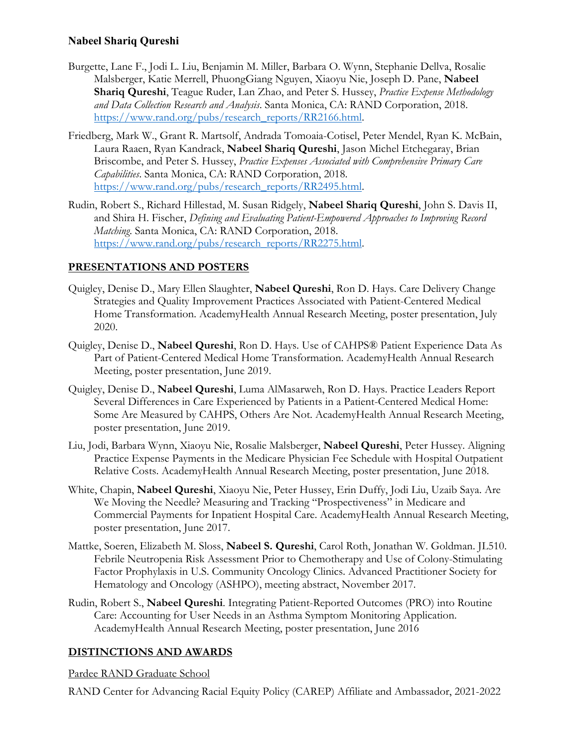Burgette, Lane F., Jodi L. Liu, Benjamin M. Miller, Barbara O. Wynn, Stephanie Dellva, Rosalie Malsberger, Katie Merrell, PhuongGiang Nguyen, Xiaoyu Nie, Joseph D. Pane, **Nabeel Shariq Qureshi**, Teague Ruder, Lan Zhao, and Peter S. Hussey, *Practice Expense Methodology and Data Collection Research and Analysis*. Santa Monica, CA: RAND Corporation, 2018. https://www.rand.org/pubs/research_reports/RR2166.html.

Friedberg, Mark W., Grant R. Martsolf, Andrada Tomoaia-Cotisel, Peter Mendel, Ryan K. McBain, Laura Raaen, Ryan Kandrack, **Nabeel Shariq Qureshi**, Jason Michel Etchegaray, Brian Briscombe, and Peter S. Hussey, *Practice Expenses Associated with Comprehensive Primary Care Capabilities*. Santa Monica, CA: RAND Corporation, 2018. https://www.rand.org/pubs/research_reports/RR2495.html.

Rudin, Robert S., Richard Hillestad, M. Susan Ridgely, **Nabeel Shariq Qureshi**, John S. Davis II, and Shira H. Fischer, *Defining and Evaluating Patient-Empowered Approaches to Improving Record Matching*. Santa Monica, CA: RAND Corporation, 2018. https://www.rand.org/pubs/research_reports/RR2275.html.

## PRESENTATIONS AND POSTERS

Quigley, Denise D., Mary Ellen Slaughter, **Nabeel Qureshi**, Ron D. Hays. Care Delivery Change Strategies and Quality Improvement Practices Associated with Patient-Centered Medical Home Transformation. AcademyHealth Annual Research Meeting, poster presentation, July 2020.

Quigley, Denise D., **Nabeel Qureshi**, Ron D. Hays. Use of CAHPS® Patient Experience Data As Part of Patient-Centered Medical Home Transformation. AcademyHealth Annual Research Meeting, poster presentation, June 2019.

Quigley, Denise D., **Nabeel Qureshi**, Luma AlMasarweh, Ron D. Hays. Practice Leaders Report Several Differences in Care Experienced by Patients in a Patient-Centered Medical Home: Some Are Measured by CAHPS, Others Are Not. AcademyHealth Annual Research Meeting, poster presentation, June 2019.

Liu, Jodi, Barbara Wynn, Xiaoyu Nie, Rosalie Malsberger, **Nabeel Qureshi**, Peter Hussey. Aligning Practice Expense Payments in the Medicare Physician Fee Schedule with Hospital Outpatient Relative Costs. AcademyHealth Annual Research Meeting, poster presentation, June 2018.

White, Chapin, **Nabeel Qureshi**, Xiaoyu Nie, Peter Hussey, Erin Duffy, Jodi Liu, Uzaib Saya. Are We Moving the Needle? Measuring and Tracking "Prospectiveness" in Medicare and Commercial Payments for Inpatient Hospital Care. AcademyHealth Annual Research Meeting, poster presentation, June 2017.

Mattke, Soeren, Elizabeth M. Sloss, **Nabeel S. Qureshi**, Carol Roth, Jonathan W. Goldman. JL510. Febrile Neutropenia Risk Assessment Prior to Chemotherapy and Use of Colony-Stimulating Factor Prophylaxis in U.S. Community Oncology Clinics. Advanced Practitioner Society for Hematology and Oncology (ASHPO), meeting abstract, November 2017.

Rudin, Robert S., **Nabeel Qureshi**. Integrating Patient-Reported Outcomes (PRO) into Routine Care: Accounting for User Needs in an Asthma Symptom Monitoring Application. AcademyHealth Annual Research Meeting, poster presentation, June 2016

## DISTINCTIONS AND AWARDS

Pardee RAND Graduate School

RAND Center for Advancing Racial Equity Policy (CAREP) Affiliate and Ambassador, 2021-2022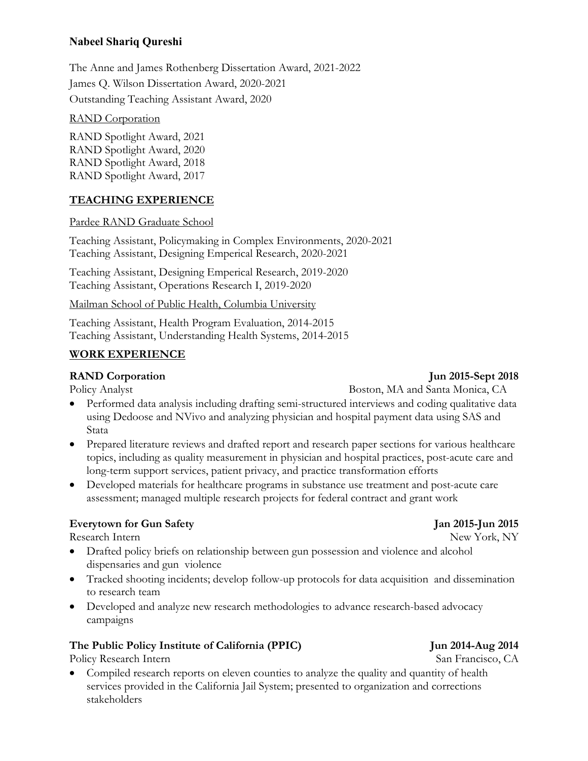**Nabeel Shariq Qureshi**

The Anne and James Rothenberg Dissertation Award, 2021-2022
James Q. Wilson Dissertation Award, 2020-2021
Outstanding Teaching Assistant Award, 2020

<u>RAND Corporation</u>

RAND Spotlight Award, 2021
RAND Spotlight Award, 2020
RAND Spotlight Award, 2018
RAND Spotlight Award, 2017

## TEACHING EXPERIENCE

<u>Pardee RAND Graduate School</u>

Teaching Assistant, Policymaking in Complex Environments, 2020-2021
Teaching Assistant, Designing Emperical Research, 2020-2021

Teaching Assistant, Designing Emperical Research, 2019-2020
Teaching Assistant, Operations Research I, 2019-2020

<u>Mailman School of Public Health, Columbia University</u>

Teaching Assistant, Health Program Evaluation, 2014-2015
Teaching Assistant, Understanding Health Systems, 2014-2015

## WORK EXPERIENCE

**RAND Corporation** **Jun 2015-Sept 2018**
Policy Analyst Boston, MA and Santa Monica, CA

- Performed data analysis including drafting semi-structured interviews and coding qualitative data using Dedoose and NVivo and analyzing physician and hospital payment data using SAS and Stata
- Prepared literature reviews and drafted report and research paper sections for various healthcare topics, including as quality measurement in physician and hospital practices, post-acute care and long-term support services, patient privacy, and practice transformation efforts
- Developed materials for healthcare programs in substance use treatment and post-acute care assessment; managed multiple research projects for federal contract and grant work

**Everytown for Gun Safety** **Jan 2015-Jun 2015**
Research Intern New York, NY

- Drafted policy briefs on relationship between gun possession and violence and alcohol dispensaries and gun violence
- Tracked shooting incidents; develop follow-up protocols for data acquisition and dissemination to research team
- Developed and analyze new research methodologies to advance research-based advocacy campaigns

**The Public Policy Institute of California (PPIC)** **Jun 2014-Aug 2014**
Policy Research Intern San Francisco, CA

- Compiled research reports on eleven counties to analyze the quality and quantity of health services provided in the California Jail System; presented to organization and corrections stakeholders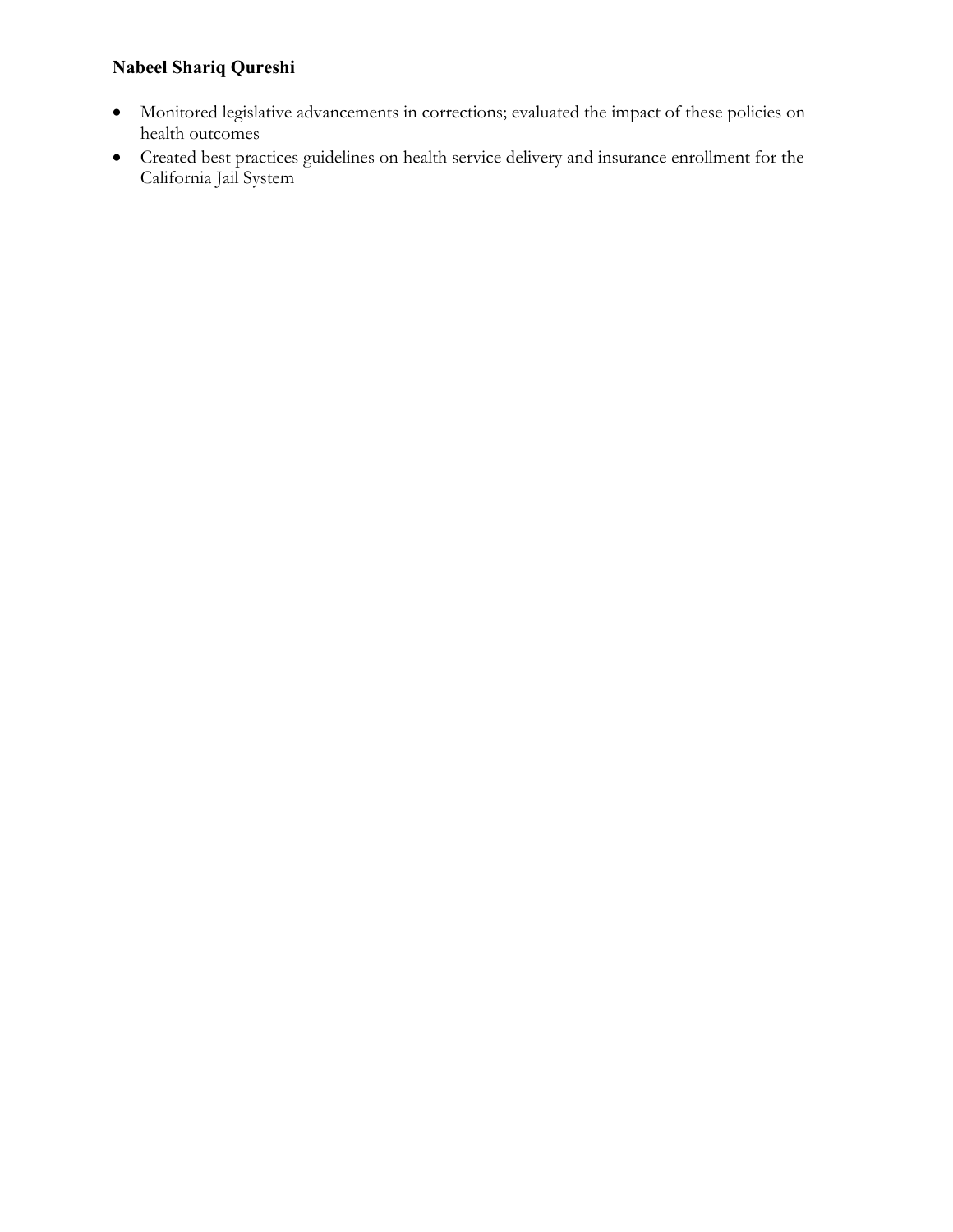- Monitored legislative advancements in corrections; evaluated the impact of these policies on health outcomes
- Created best practices guidelines on health service delivery and insurance enrollment for the California Jail System